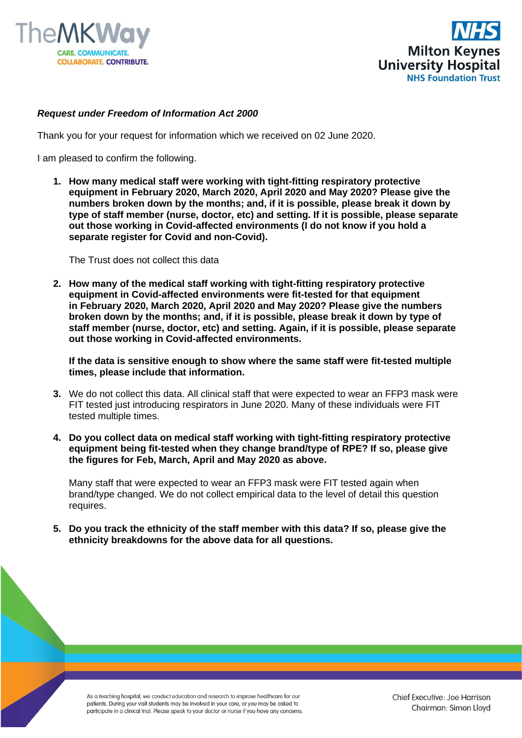***Request under Freedom of Information Act 2000***

Thank you for your request for information which we received on 02 June 2020.

I am pleased to confirm the following.

1. **How many medical staff were working with tight-fitting respiratory protective equipment in February 2020, March 2020, April 2020 and May 2020? Please give the numbers broken down by the months; and, if it is possible, please break it down by type of staff member (nurse, doctor, etc) and setting. If it is possible, please separate out those working in Covid-affected environments (I do not know if you hold a separate register for Covid and non-Covid).**

   The Trust does not collect this data

2. **How many of the medical staff working with tight-fitting respiratory protective equipment in Covid-affected environments were fit-tested for that equipment in February 2020, March 2020, April 2020 and May 2020? Please give the numbers broken down by the months; and, if it is possible, please break it down by type of staff member (nurse, doctor, etc) and setting. Again, if it is possible, please separate out those working in Covid-affected environments.**

   **If the data is sensitive enough to show where the same staff were fit-tested multiple times, please include that information.**

3. We do not collect this data. All clinical staff that were expected to wear an FFP3 mask were FIT tested just introducing respirators in June 2020. Many of these individuals were FIT tested multiple times.

4. **Do you collect data on medical staff working with tight-fitting respiratory protective equipment being fit-tested when they change brand/type of RPE? If so, please give the figures for Feb, March, April and May 2020 as above.**

   Many staff that were expected to wear an FFP3 mask were FIT tested again when brand/type changed. We do not collect empirical data to the level of detail this question requires.

5. **Do you track the ethnicity of the staff member with this data? If so, please give the ethnicity breakdowns for the above data for all questions.**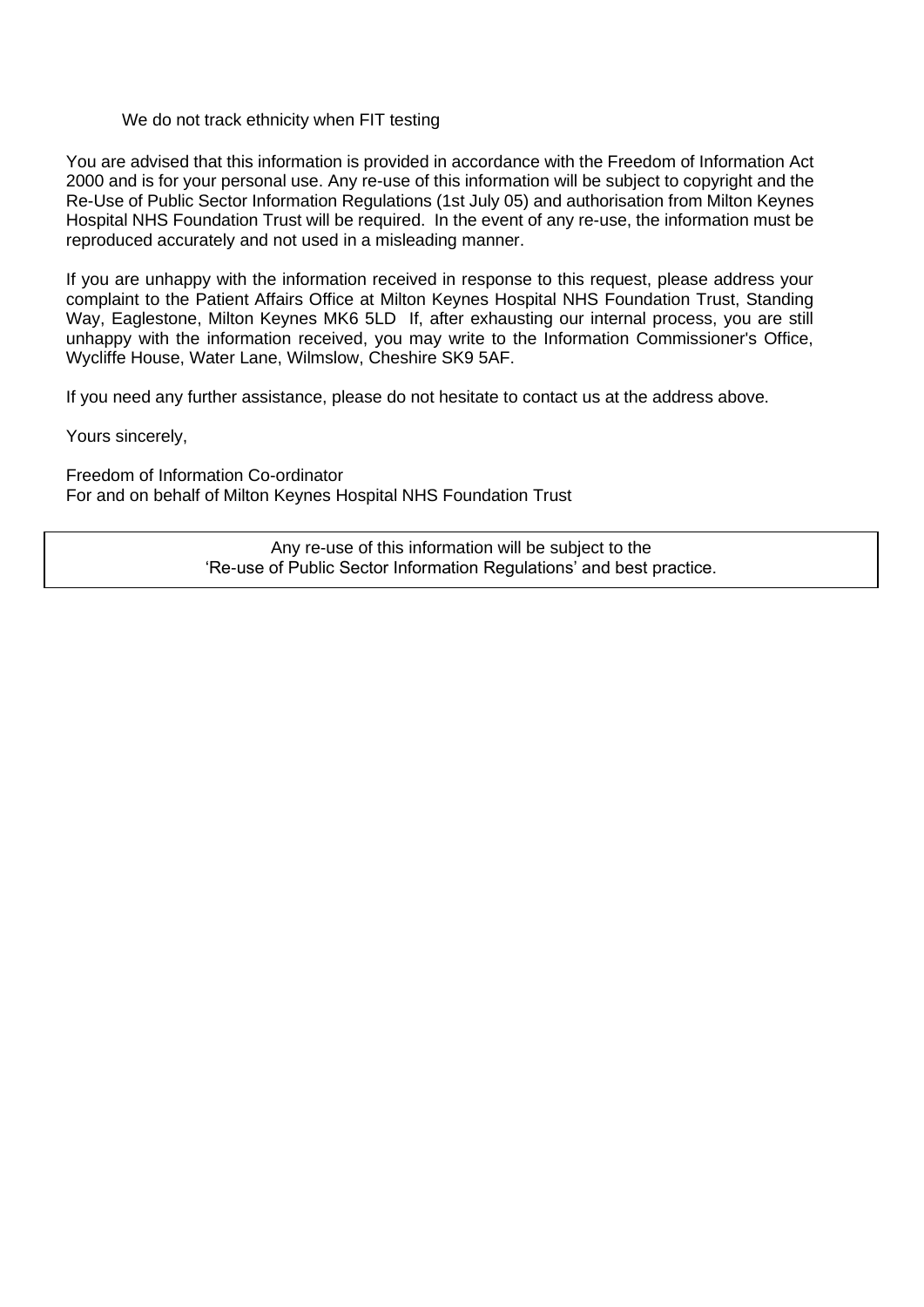We do not track ethnicity when FIT testing

You are advised that this information is provided in accordance with the Freedom of Information Act 2000 and is for your personal use. Any re-use of this information will be subject to copyright and the Re-Use of Public Sector Information Regulations (1st July 05) and authorisation from Milton Keynes Hospital NHS Foundation Trust will be required. In the event of any re-use, the information must be reproduced accurately and not used in a misleading manner.

If you are unhappy with the information received in response to this request, please address your complaint to the Patient Affairs Office at Milton Keynes Hospital NHS Foundation Trust, Standing Way, Eaglestone, Milton Keynes MK6 5LD If, after exhausting our internal process, you are still unhappy with the information received, you may write to the Information Commissioner's Office, Wycliffe House, Water Lane, Wilmslow, Cheshire SK9 5AF.

If you need any further assistance, please do not hesitate to contact us at the address above.

Yours sincerely,

Freedom of Information Co-ordinator
For and on behalf of Milton Keynes Hospital NHS Foundation Trust

Any re-use of this information will be subject to the
'Re-use of Public Sector Information Regulations' and best practice.